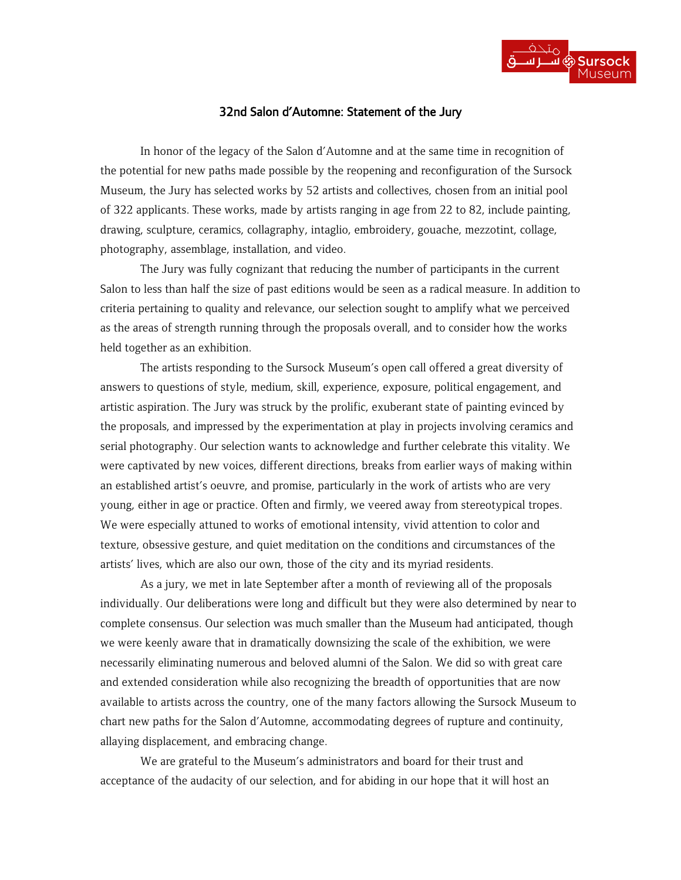# 32nd Salon d'Automne: Statement of the Jury

In honor of the legacy of the Salon d'Automne and at the same time in recognition of the potential for new paths made possible by the reopening and reconfiguration of the Sursock Museum, the Jury has selected works by 52 artists and collectives, chosen from an initial pool of 322 applicants. These works, made by artists ranging in age from 22 to 82, include painting, drawing, sculpture, ceramics, collagraphy, intaglio, embroidery, gouache, mezzotint, collage, photography, assemblage, installation, and video.

The Jury was fully cognizant that reducing the number of participants in the current Salon to less than half the size of past editions would be seen as a radical measure. In addition to criteria pertaining to quality and relevance, our selection sought to amplify what we perceived as the areas of strength running through the proposals overall, and to consider how the works held together as an exhibition.

The artists responding to the Sursock Museum's open call offered a great diversity of answers to questions of style, medium, skill, experience, exposure, political engagement, and artistic aspiration. The Jury was struck by the prolific, exuberant state of painting evinced by the proposals, and impressed by the experimentation at play in projects involving ceramics and serial photography. Our selection wants to acknowledge and further celebrate this vitality. We were captivated by new voices, different directions, breaks from earlier ways of making within an established artist's oeuvre, and promise, particularly in the work of artists who are very young, either in age or practice. Often and firmly, we veered away from stereotypical tropes. We were especially attuned to works of emotional intensity, vivid attention to color and texture, obsessive gesture, and quiet meditation on the conditions and circumstances of the artists' lives, which are also our own, those of the city and its myriad residents.

As a jury, we met in late September after a month of reviewing all of the proposals individually. Our deliberations were long and difficult but they were also determined by near to complete consensus. Our selection was much smaller than the Museum had anticipated, though we were keenly aware that in dramatically downsizing the scale of the exhibition, we were necessarily eliminating numerous and beloved alumni of the Salon. We did so with great care and extended consideration while also recognizing the breadth of opportunities that are now available to artists across the country, one of the many factors allowing the Sursock Museum to chart new paths for the Salon d'Automne, accommodating degrees of rupture and continuity, allaying displacement, and embracing change.

We are grateful to the Museum's administrators and board for their trust and acceptance of the audacity of our selection, and for abiding in our hope that it will host an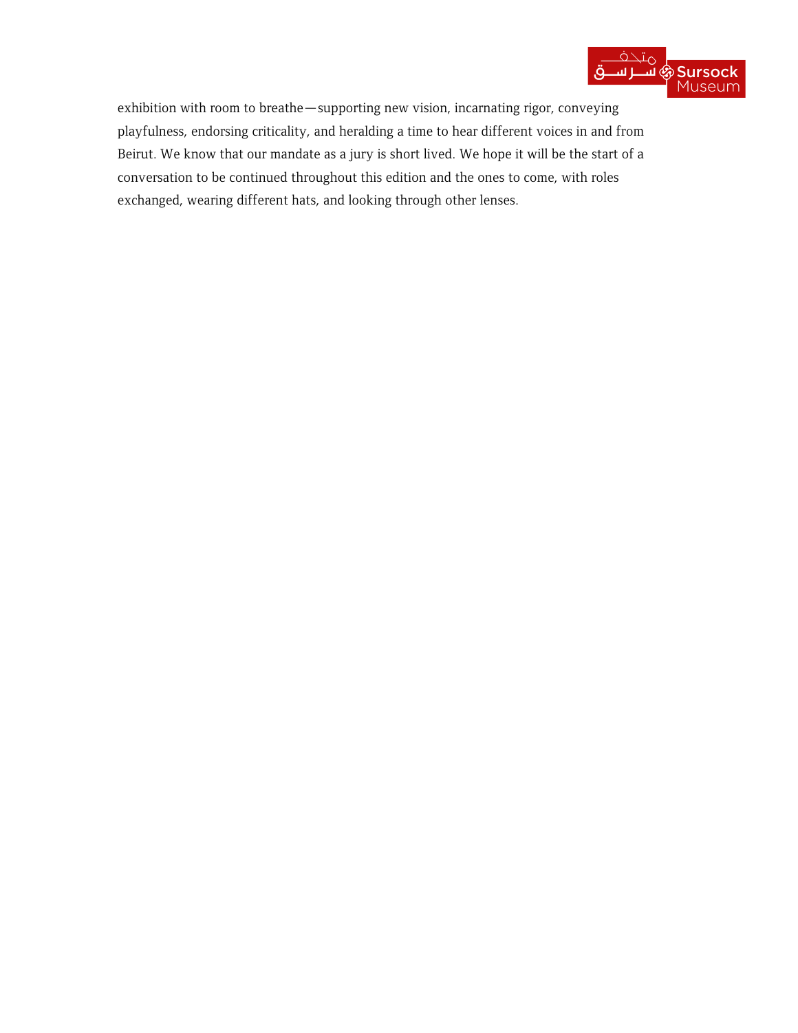exhibition with room to breathe—supporting new vision, incarnating rigor, conveying playfulness, endorsing criticality, and heralding a time to hear different voices in and from Beirut. We know that our mandate as a jury is short lived. We hope it will be the start of a conversation to be continued throughout this edition and the ones to come, with roles exchanged, wearing different hats, and looking through other lenses.